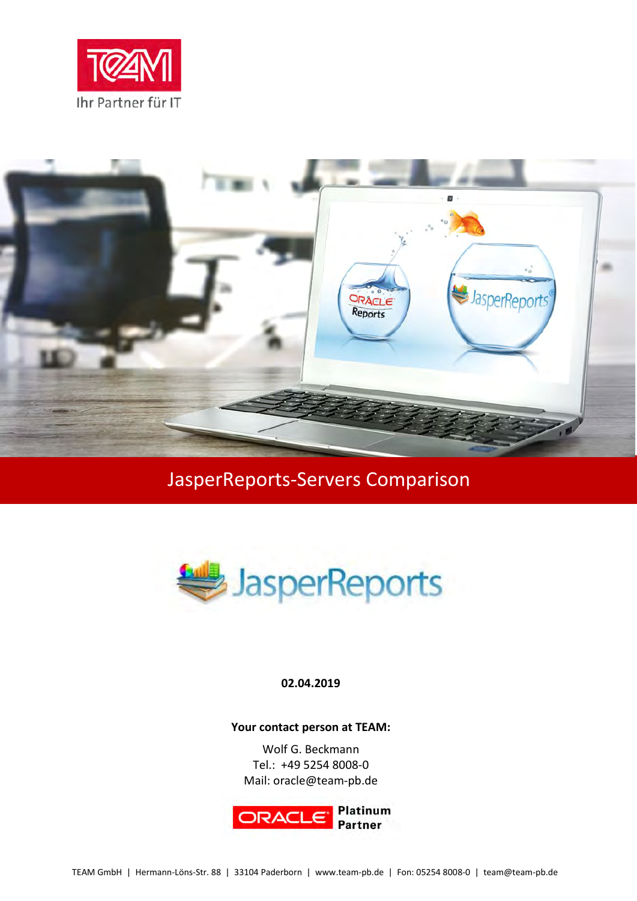# JasperReports-Servers Comparison

**02.04.2019**

**Your contact person at TEAM:**

Wolf G. Beckmann
Tel.: +49 5254 8008-0
Mail: oracle@team-pb.de

TEAM GmbH | Hermann-Löns-Str. 88 | 33104 Paderborn | www.team-pb.de | Fon: 05254 8008-0 | team@team-pb.de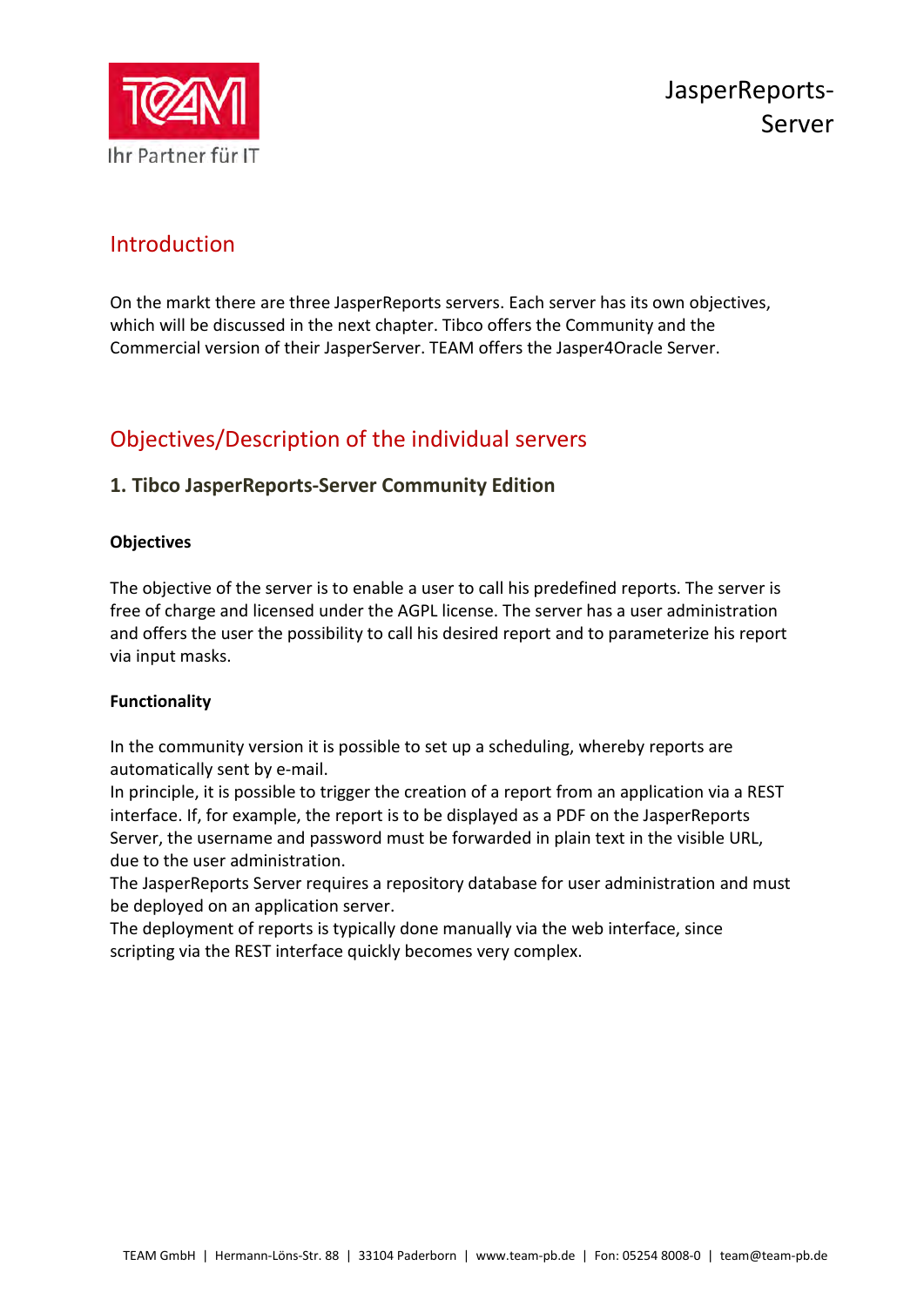## Introduction

On the markt there are three JasperReports servers. Each server has its own objectives, which will be discussed in the next chapter. Tibco offers the Community and the Commercial version of their JasperServer. TEAM offers the Jasper4Oracle Server.

## Objectives/Description of the individual servers

### 1. Tibco JasperReports-Server Community Edition

**Objectives**

The objective of the server is to enable a user to call his predefined reports. The server is free of charge and licensed under the AGPL license. The server has a user administration and offers the user the possibility to call his desired report and to parameterize his report via input masks.

**Functionality**

In the community version it is possible to set up a scheduling, whereby reports are automatically sent by e-mail.
In principle, it is possible to trigger the creation of a report from an application via a REST interface. If, for example, the report is to be displayed as a PDF on the JasperReports Server, the username and password must be forwarded in plain text in the visible URL, due to the user administration.
The JasperReports Server requires a repository database for user administration and must be deployed on an application server.
The deployment of reports is typically done manually via the web interface, since scripting via the REST interface quickly becomes very complex.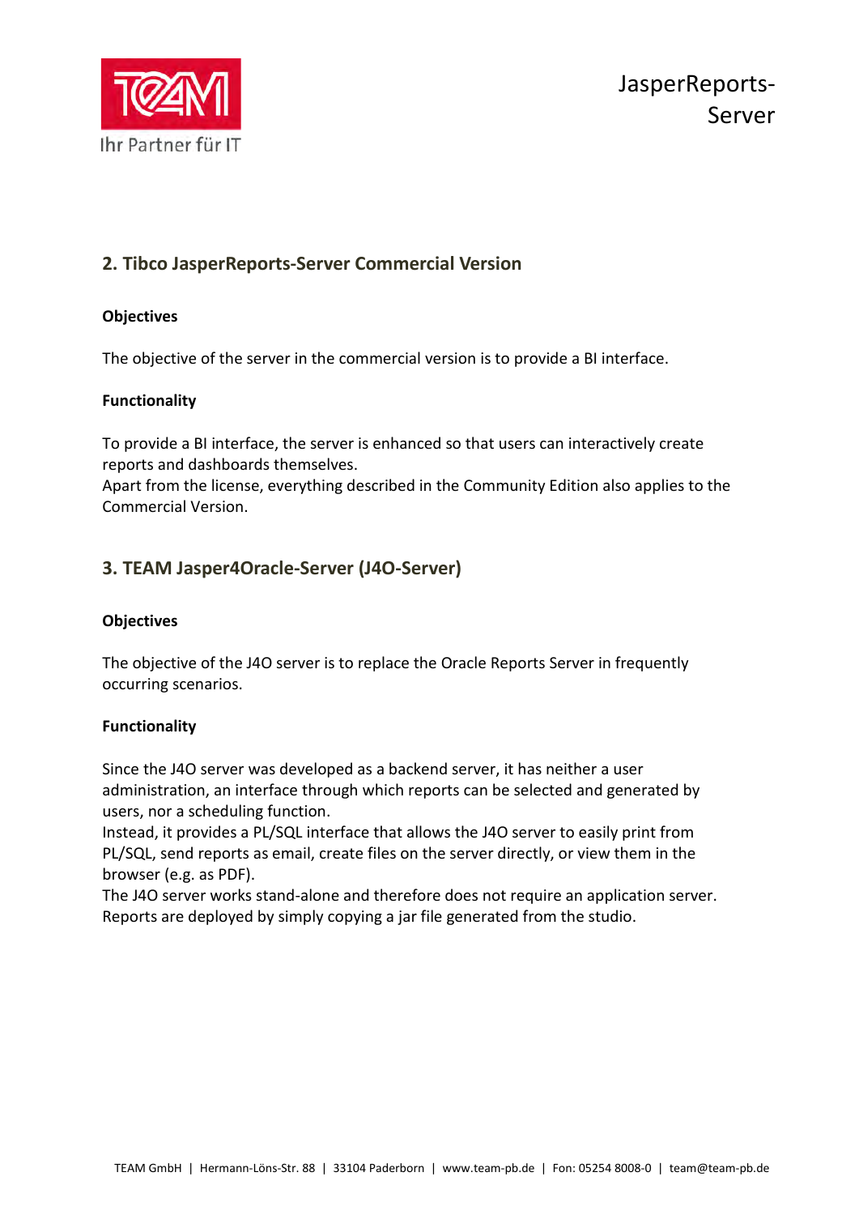## 2. Tibco JasperReports-Server Commercial Version

**Objectives**

The objective of the server in the commercial version is to provide a BI interface.

**Functionality**

To provide a BI interface, the server is enhanced so that users can interactively create reports and dashboards themselves.
Apart from the license, everything described in the Community Edition also applies to the Commercial Version.

## 3. TEAM Jasper4Oracle-Server (J4O-Server)

**Objectives**

The objective of the J4O server is to replace the Oracle Reports Server in frequently occurring scenarios.

**Functionality**

Since the J4O server was developed as a backend server, it has neither a user administration, an interface through which reports can be selected and generated by users, nor a scheduling function.
Instead, it provides a PL/SQL interface that allows the J4O server to easily print from PL/SQL, send reports as email, create files on the server directly, or view them in the browser (e.g. as PDF).
The J4O server works stand-alone and therefore does not require an application server.
Reports are deployed by simply copying a jar file generated from the studio.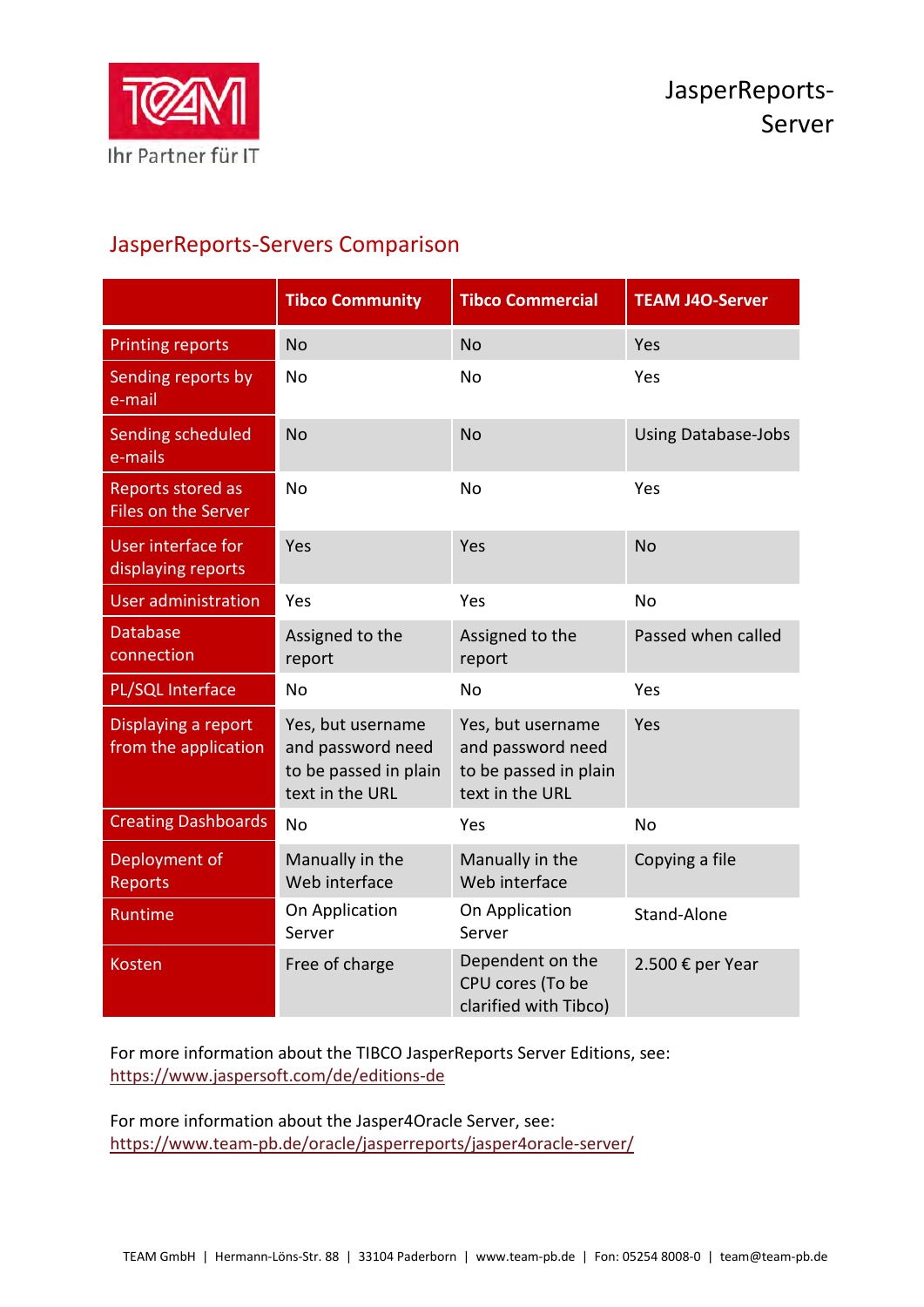JasperReports-Server

## JasperReports-Servers Comparison

| | Tibco Community | Tibco Commercial | TEAM J4O-Server |
|---|---|---|---|
| Printing reports | No | No | Yes |
| Sending reports by e-mail | No | No | Yes |
| Sending scheduled e-mails | No | No | Using Database-Jobs |
| Reports stored as Files on the Server | No | No | Yes |
| User interface for displaying reports | Yes | Yes | No |
| User administration | Yes | Yes | No |
| Database connection | Assigned to the report | Assigned to the report | Passed when called |
| PL/SQL Interface | No | No | Yes |
| Displaying a report from the application | Yes, but username and password need to be passed in plain text in the URL | Yes, but username and password need to be passed in plain text in the URL | Yes |
| Creating Dashboards | No | Yes | No |
| Deployment of Reports | Manually in the Web interface | Manually in the Web interface | Copying a file |
| Runtime | On Application Server | On Application Server | Stand-Alone |
| Kosten | Free of charge | Dependent on the CPU cores (To be clarified with Tibco) | 2.500 € per Year |

For more information about the TIBCO JasperReports Server Editions, see:
https://www.jaspersoft.com/de/editions-de

For more information about the Jasper4Oracle Server, see:
https://www.team-pb.de/oracle/jasperreports/jasper4oracle-server/